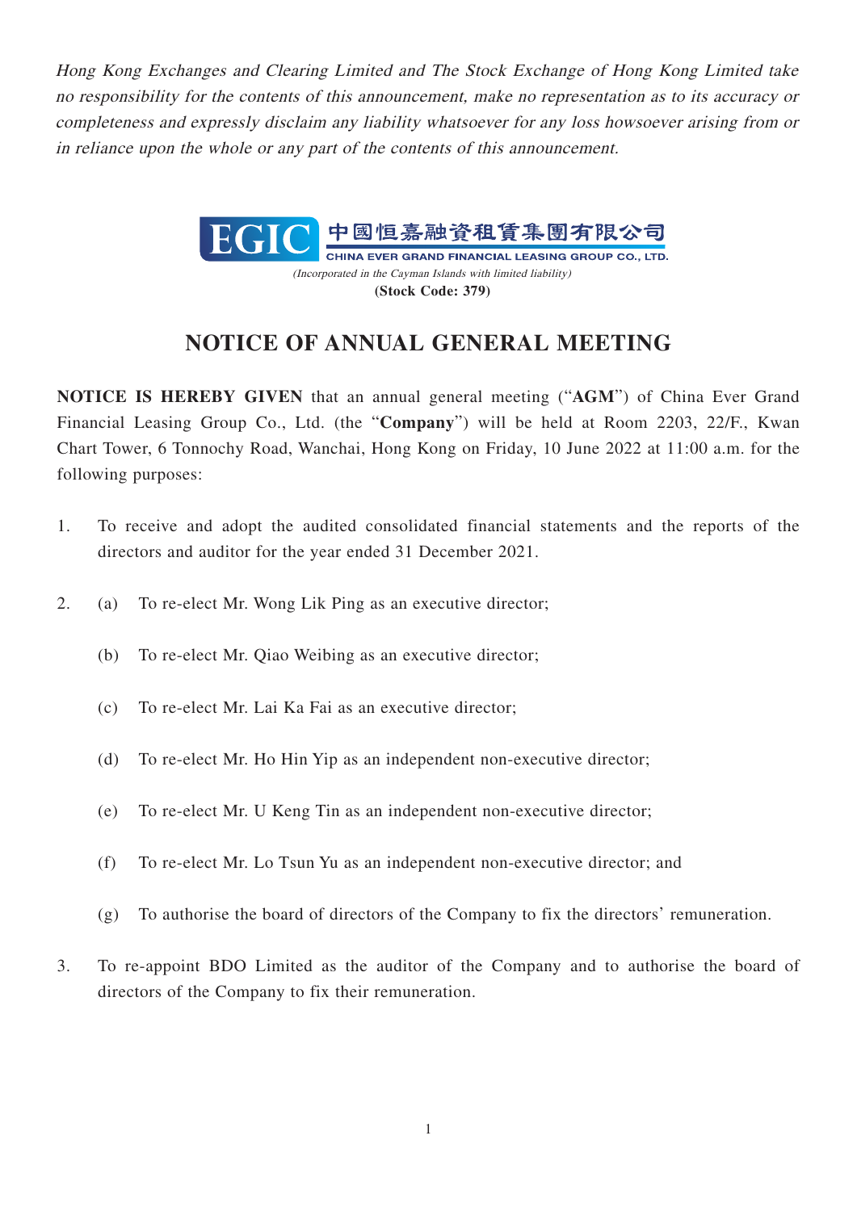*Hong Kong Exchanges and Clearing Limited and The Stock Exchange of Hong Kong Limited take no responsibility for the contents of this announcement, make no representation as to its accuracy or completeness and expressly disclaim any liability whatsoever for any loss howsoever arising from or in reliance upon the whole or any part of the contents of this announcement.*

EGIC 中國恒嘉融資租賃集團有限公司

CHINA EVER GRAND FINANCIAL LEASING GROUP CO., LTD.

*(Incorporated in the Cayman Islands with limited liability)*

**(Stock Code: 379)**

# NOTICE OF ANNUAL GENERAL MEETING

**NOTICE IS HEREBY GIVEN** that an annual general meeting ("**AGM**") of China Ever Grand Financial Leasing Group Co., Ltd. (the "**Company**") will be held at Room 2203, 22/F., Kwan Chart Tower, 6 Tonnochy Road, Wanchai, Hong Kong on Friday, 10 June 2022 at 11:00 a.m. for the following purposes:

1. To receive and adopt the audited consolidated financial statements and the reports of the directors and auditor for the year ended 31 December 2021.

2. (a) To re-elect Mr. Wong Lik Ping as an executive director;

   (b) To re-elect Mr. Qiao Weibing as an executive director;

   (c) To re-elect Mr. Lai Ka Fai as an executive director;

   (d) To re-elect Mr. Ho Hin Yip as an independent non-executive director;

   (e) To re-elect Mr. U Keng Tin as an independent non-executive director;

   (f) To re-elect Mr. Lo Tsun Yu as an independent non-executive director; and

   (g) To authorise the board of directors of the Company to fix the directors' remuneration.

3. To re-appoint BDO Limited as the auditor of the Company and to authorise the board of directors of the Company to fix their remuneration.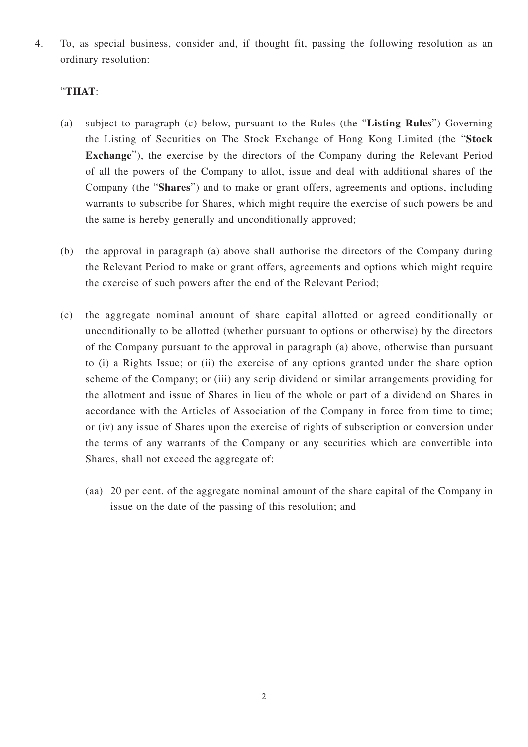4. To, as special business, consider and, if thought fit, passing the following resolution as an ordinary resolution:

 "**THAT**:

 (a) subject to paragraph (c) below, pursuant to the Rules (the "**Listing Rules**") Governing the Listing of Securities on The Stock Exchange of Hong Kong Limited (the "**Stock Exchange**"), the exercise by the directors of the Company during the Relevant Period of all the powers of the Company to allot, issue and deal with additional shares of the Company (the "**Shares**") and to make or grant offers, agreements and options, including warrants to subscribe for Shares, which might require the exercise of such powers be and the same is hereby generally and unconditionally approved;

 (b) the approval in paragraph (a) above shall authorise the directors of the Company during the Relevant Period to make or grant offers, agreements and options which might require the exercise of such powers after the end of the Relevant Period;

 (c) the aggregate nominal amount of share capital allotted or agreed conditionally or unconditionally to be allotted (whether pursuant to options or otherwise) by the directors of the Company pursuant to the approval in paragraph (a) above, otherwise than pursuant to (i) a Rights Issue; or (ii) the exercise of any options granted under the share option scheme of the Company; or (iii) any scrip dividend or similar arrangements providing for the allotment and issue of Shares in lieu of the whole or part of a dividend on Shares in accordance with the Articles of Association of the Company in force from time to time; or (iv) any issue of Shares upon the exercise of rights of subscription or conversion under the terms of any warrants of the Company or any securities which are convertible into Shares, shall not exceed the aggregate of:

 (aa) 20 per cent. of the aggregate nominal amount of the share capital of the Company in issue on the date of the passing of this resolution; and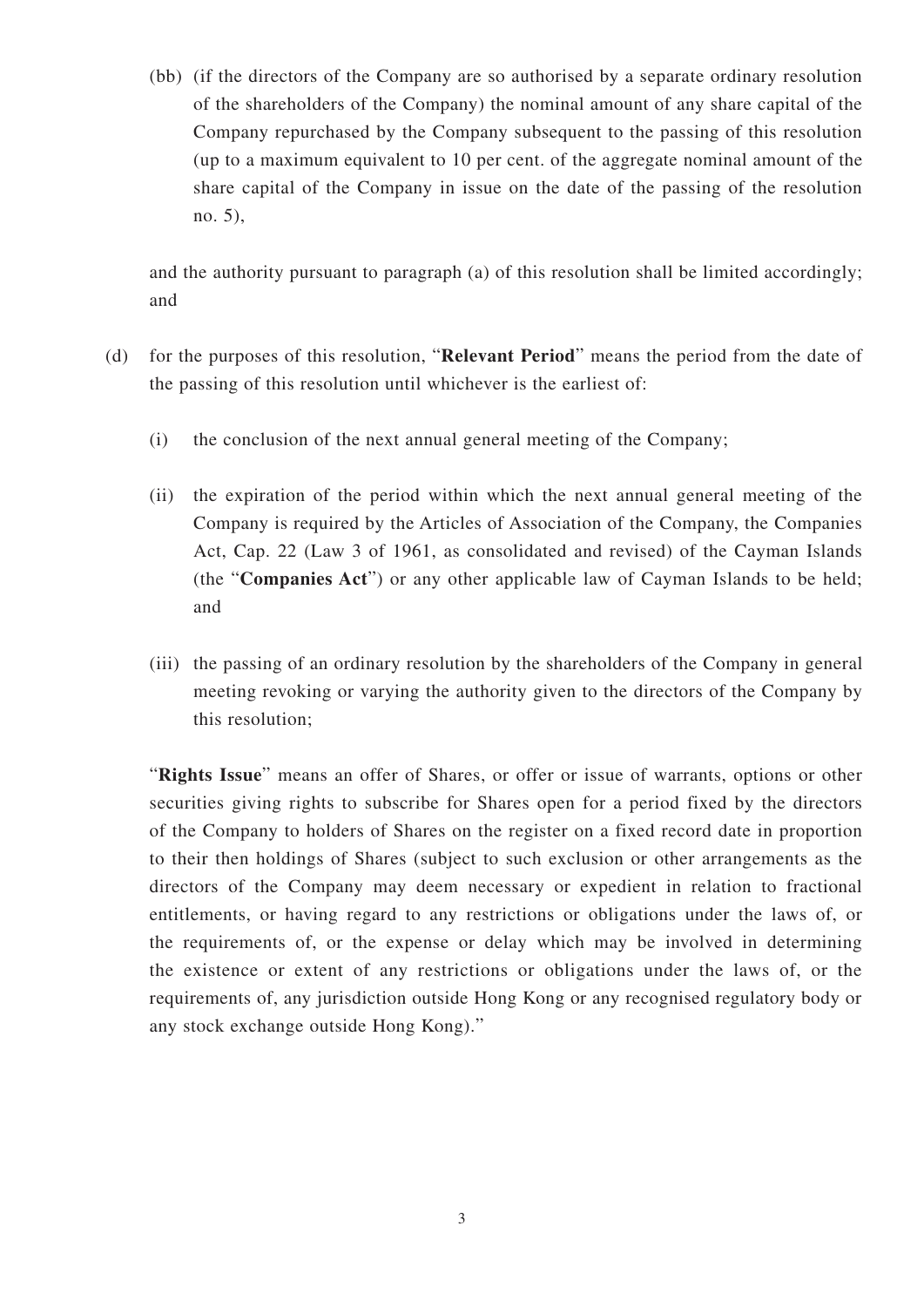(bb) (if the directors of the Company are so authorised by a separate ordinary resolution of the shareholders of the Company) the nominal amount of any share capital of the Company repurchased by the Company subsequent to the passing of this resolution (up to a maximum equivalent to 10 per cent. of the aggregate nominal amount of the share capital of the Company in issue on the date of the passing of the resolution no. 5),

and the authority pursuant to paragraph (a) of this resolution shall be limited accordingly; and

(d) for the purposes of this resolution, "**Relevant Period**" means the period from the date of the passing of this resolution until whichever is the earliest of:

(i) the conclusion of the next annual general meeting of the Company;

(ii) the expiration of the period within which the next annual general meeting of the Company is required by the Articles of Association of the Company, the Companies Act, Cap. 22 (Law 3 of 1961, as consolidated and revised) of the Cayman Islands (the "**Companies Act**") or any other applicable law of Cayman Islands to be held; and

(iii) the passing of an ordinary resolution by the shareholders of the Company in general meeting revoking or varying the authority given to the directors of the Company by this resolution;

"**Rights Issue**" means an offer of Shares, or offer or issue of warrants, options or other securities giving rights to subscribe for Shares open for a period fixed by the directors of the Company to holders of Shares on the register on a fixed record date in proportion to their then holdings of Shares (subject to such exclusion or other arrangements as the directors of the Company may deem necessary or expedient in relation to fractional entitlements, or having regard to any restrictions or obligations under the laws of, or the requirements of, or the expense or delay which may be involved in determining the existence or extent of any restrictions or obligations under the laws of, or the requirements of, any jurisdiction outside Hong Kong or any recognised regulatory body or any stock exchange outside Hong Kong)."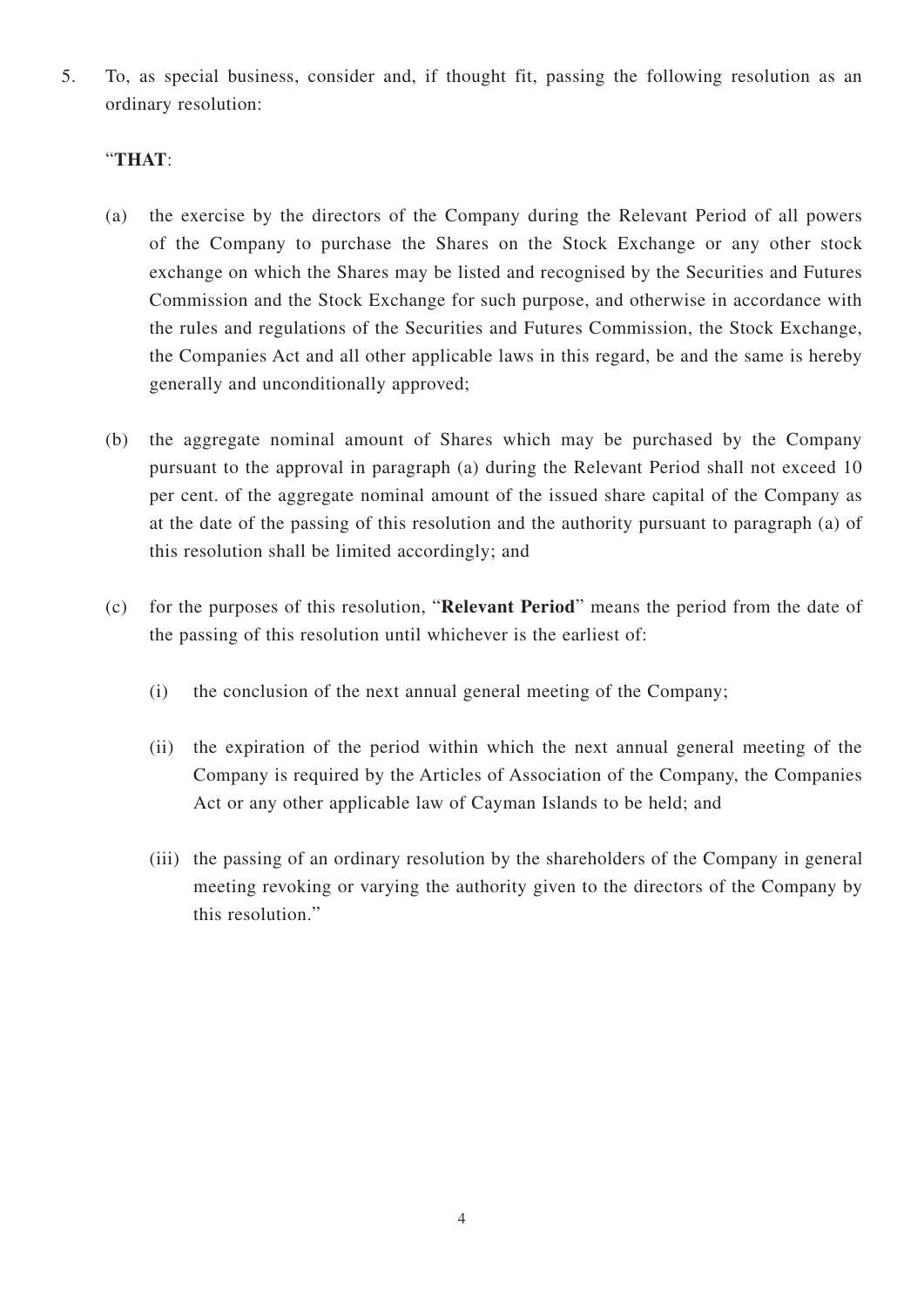5. To, as special business, consider and, if thought fit, passing the following resolution as an ordinary resolution:

"**THAT**:

(a) the exercise by the directors of the Company during the Relevant Period of all powers of the Company to purchase the Shares on the Stock Exchange or any other stock exchange on which the Shares may be listed and recognised by the Securities and Futures Commission and the Stock Exchange for such purpose, and otherwise in accordance with the rules and regulations of the Securities and Futures Commission, the Stock Exchange, the Companies Act and all other applicable laws in this regard, be and the same is hereby generally and unconditionally approved;

(b) the aggregate nominal amount of Shares which may be purchased by the Company pursuant to the approval in paragraph (a) during the Relevant Period shall not exceed 10 per cent. of the aggregate nominal amount of the issued share capital of the Company as at the date of the passing of this resolution and the authority pursuant to paragraph (a) of this resolution shall be limited accordingly; and

(c) for the purposes of this resolution, "**Relevant Period**" means the period from the date of the passing of this resolution until whichever is the earliest of:

    (i) the conclusion of the next annual general meeting of the Company;

    (ii) the expiration of the period within which the next annual general meeting of the Company is required by the Articles of Association of the Company, the Companies Act or any other applicable law of Cayman Islands to be held; and

    (iii) the passing of an ordinary resolution by the shareholders of the Company in general meeting revoking or varying the authority given to the directors of the Company by this resolution."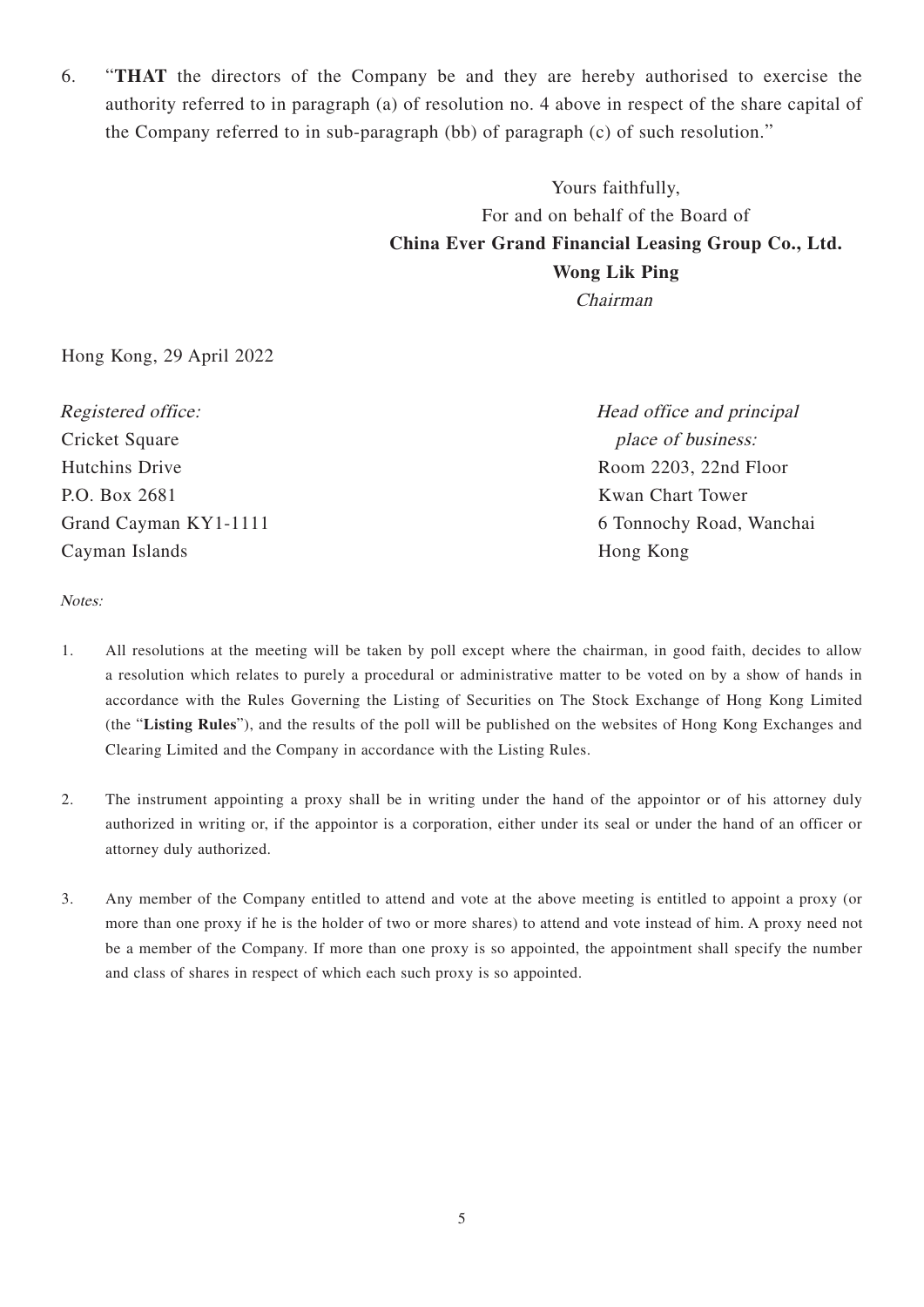6. "**THAT** the directors of the Company be and they are hereby authorised to exercise the authority referred to in paragraph (a) of resolution no. 4 above in respect of the share capital of the Company referred to in sub-paragraph (bb) of paragraph (c) of such resolution."

Yours faithfully,
For and on behalf of the Board of
**China Ever Grand Financial Leasing Group Co., Ltd.**
**Wong Lik Ping**
*Chairman*

Hong Kong, 29 April 2022

*Registered office:*
Cricket Square
Hutchins Drive
P.O. Box 2681
Grand Cayman KY1-1111
Cayman Islands

*Head office and principal place of business:*
Room 2203, 22nd Floor
Kwan Chart Tower
6 Tonnochy Road, Wanchai
Hong Kong

*Notes:*

1. All resolutions at the meeting will be taken by poll except where the chairman, in good faith, decides to allow a resolution which relates to purely a procedural or administrative matter to be voted on by a show of hands in accordance with the Rules Governing the Listing of Securities on The Stock Exchange of Hong Kong Limited (the "**Listing Rules**"), and the results of the poll will be published on the websites of Hong Kong Exchanges and Clearing Limited and the Company in accordance with the Listing Rules.

2. The instrument appointing a proxy shall be in writing under the hand of the appointor or of his attorney duly authorized in writing or, if the appointor is a corporation, either under its seal or under the hand of an officer or attorney duly authorized.

3. Any member of the Company entitled to attend and vote at the above meeting is entitled to appoint a proxy (or more than one proxy if he is the holder of two or more shares) to attend and vote instead of him. A proxy need not be a member of the Company. If more than one proxy is so appointed, the appointment shall specify the number and class of shares in respect of which each such proxy is so appointed.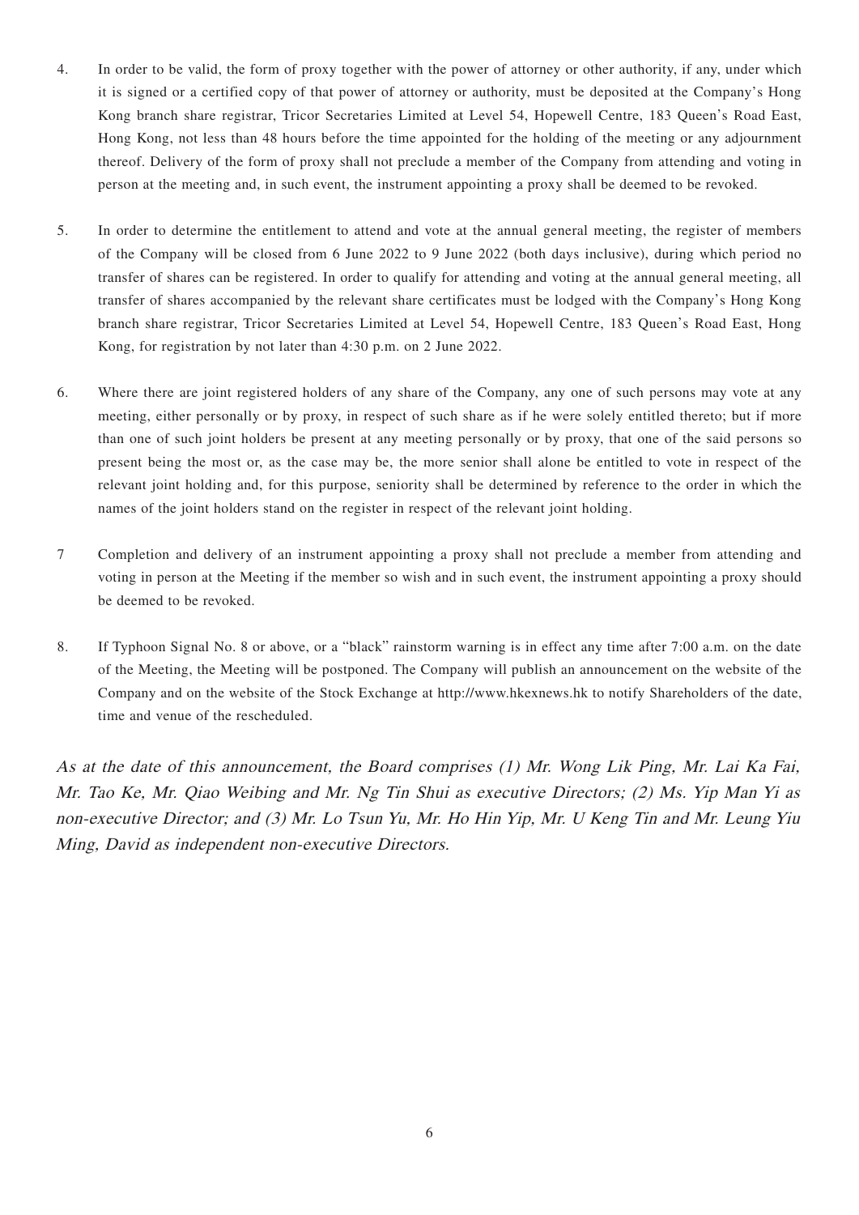4. In order to be valid, the form of proxy together with the power of attorney or other authority, if any, under which it is signed or a certified copy of that power of attorney or authority, must be deposited at the Company's Hong Kong branch share registrar, Tricor Secretaries Limited at Level 54, Hopewell Centre, 183 Queen's Road East, Hong Kong, not less than 48 hours before the time appointed for the holding of the meeting or any adjournment thereof. Delivery of the form of proxy shall not preclude a member of the Company from attending and voting in person at the meeting and, in such event, the instrument appointing a proxy shall be deemed to be revoked.

5. In order to determine the entitlement to attend and vote at the annual general meeting, the register of members of the Company will be closed from 6 June 2022 to 9 June 2022 (both days inclusive), during which period no transfer of shares can be registered. In order to qualify for attending and voting at the annual general meeting, all transfer of shares accompanied by the relevant share certificates must be lodged with the Company's Hong Kong branch share registrar, Tricor Secretaries Limited at Level 54, Hopewell Centre, 183 Queen's Road East, Hong Kong, for registration by not later than 4:30 p.m. on 2 June 2022.

6. Where there are joint registered holders of any share of the Company, any one of such persons may vote at any meeting, either personally or by proxy, in respect of such share as if he were solely entitled thereto; but if more than one of such joint holders be present at any meeting personally or by proxy, that one of the said persons so present being the most or, as the case may be, the more senior shall alone be entitled to vote in respect of the relevant joint holding and, for this purpose, seniority shall be determined by reference to the order in which the names of the joint holders stand on the register in respect of the relevant joint holding.

7 Completion and delivery of an instrument appointing a proxy shall not preclude a member from attending and voting in person at the Meeting if the member so wish and in such event, the instrument appointing a proxy should be deemed to be revoked.

8. If Typhoon Signal No. 8 or above, or a "black" rainstorm warning is in effect any time after 7:00 a.m. on the date of the Meeting, the Meeting will be postponed. The Company will publish an announcement on the website of the Company and on the website of the Stock Exchange at http://www.hkexnews.hk to notify Shareholders of the date, time and venue of the rescheduled.

*As at the date of this announcement, the Board comprises (1) Mr. Wong Lik Ping, Mr. Lai Ka Fai, Mr. Tao Ke, Mr. Qiao Weibing and Mr. Ng Tin Shui as executive Directors; (2) Ms. Yip Man Yi as non-executive Director; and (3) Mr. Lo Tsun Yu, Mr. Ho Hin Yip, Mr. U Keng Tin and Mr. Leung Yiu Ming, David as independent non-executive Directors.*